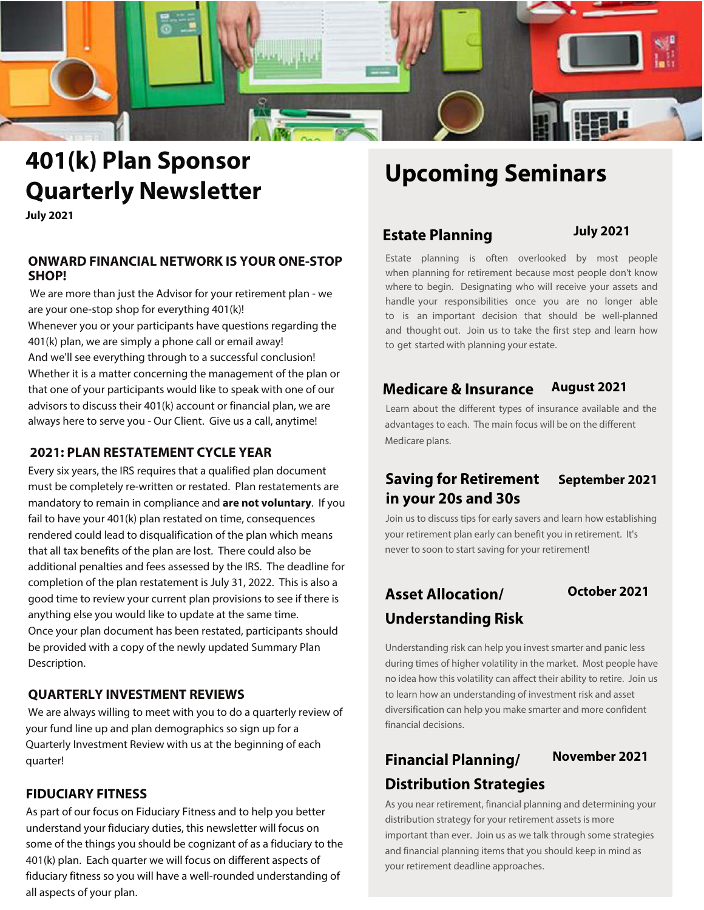# 401(k) Plan Sponsor Quarterly Newsletter

**July 2021**

## ONWARD FINANCIAL NETWORK IS YOUR ONE-STOP SHOP!

We are more than just the Advisor for your retirement plan - we are your one-stop shop for everything 401(k)!

Whenever you or your participants have questions regarding the 401(k) plan, we are simply a phone call or email away!

And we'll see everything through to a successful conclusion!

Whether it is a matter concerning the management of the plan or that one of your participants would like to speak with one of our advisors to discuss their 401(k) account or financial plan, we are always here to serve you - Our Client. Give us a call, anytime!

## 2021: PLAN RESTATEMENT CYCLE YEAR

Every six years, the IRS requires that a qualified plan document must be completely re-written or restated. Plan restatements are mandatory to remain in compliance and **are not voluntary**. If you fail to have your 401(k) plan restated on time, consequences rendered could lead to disqualification of the plan which means that all tax benefits of the plan are lost. There could also be additional penalties and fees assessed by the IRS. The deadline for completion of the plan restatement is July 31, 2022. This is also a good time to review your current plan provisions to see if there is anything else you would like to update at the same time.

Once your plan document has been restated, participants should be provided with a copy of the newly updated Summary Plan Description.

## QUARTERLY INVESTMENT REVIEWS

We are always willing to meet with you to do a quarterly review of your fund line up and plan demographics so sign up for a Quarterly Investment Review with us at the beginning of each quarter!

## FIDUCIARY FITNESS

As part of our focus on Fiduciary Fitness and to help you better understand your fiduciary duties, this newsletter will focus on some of the things you should be cognizant of as a fiduciary to the 401(k) plan. Each quarter we will focus on different aspects of fiduciary fitness so you will have a well-rounded understanding of all aspects of your plan.

# Upcoming Seminars

### Estate Planning — July 2021

Estate planning is often overlooked by most people when planning for retirement because most people don't know where to begin. Designating who will receive your assets and handle your responsibilities once you are no longer able to is an important decision that should be well-planned and thought out. Join us to take the first step and learn how to get started with planning your estate.

### Medicare & Insurance — August 2021

Learn about the different types of insurance available and the advantages to each. The main focus will be on the different Medicare plans.

### Saving for Retirement in your 20s and 30s — September 2021

Join us to discuss tips for early savers and learn how establishing your retirement plan early can benefit you in retirement. It's never to soon to start saving for your retirement!

### Asset Allocation/ Understanding Risk — October 2021

Understanding risk can help you invest smarter and panic less during times of higher volatility in the market. Most people have no idea how this volatility can affect their ability to retire. Join us to learn how an understanding of investment risk and asset diversification can help you make smarter and more confident financial decisions.

### Financial Planning/ Distribution Strategies — November 2021

As you near retirement, financial planning and determining your distribution strategy for your retirement assets is more important than ever. Join us as we talk through some strategies and financial planning items that you should keep in mind as your retirement deadline approaches.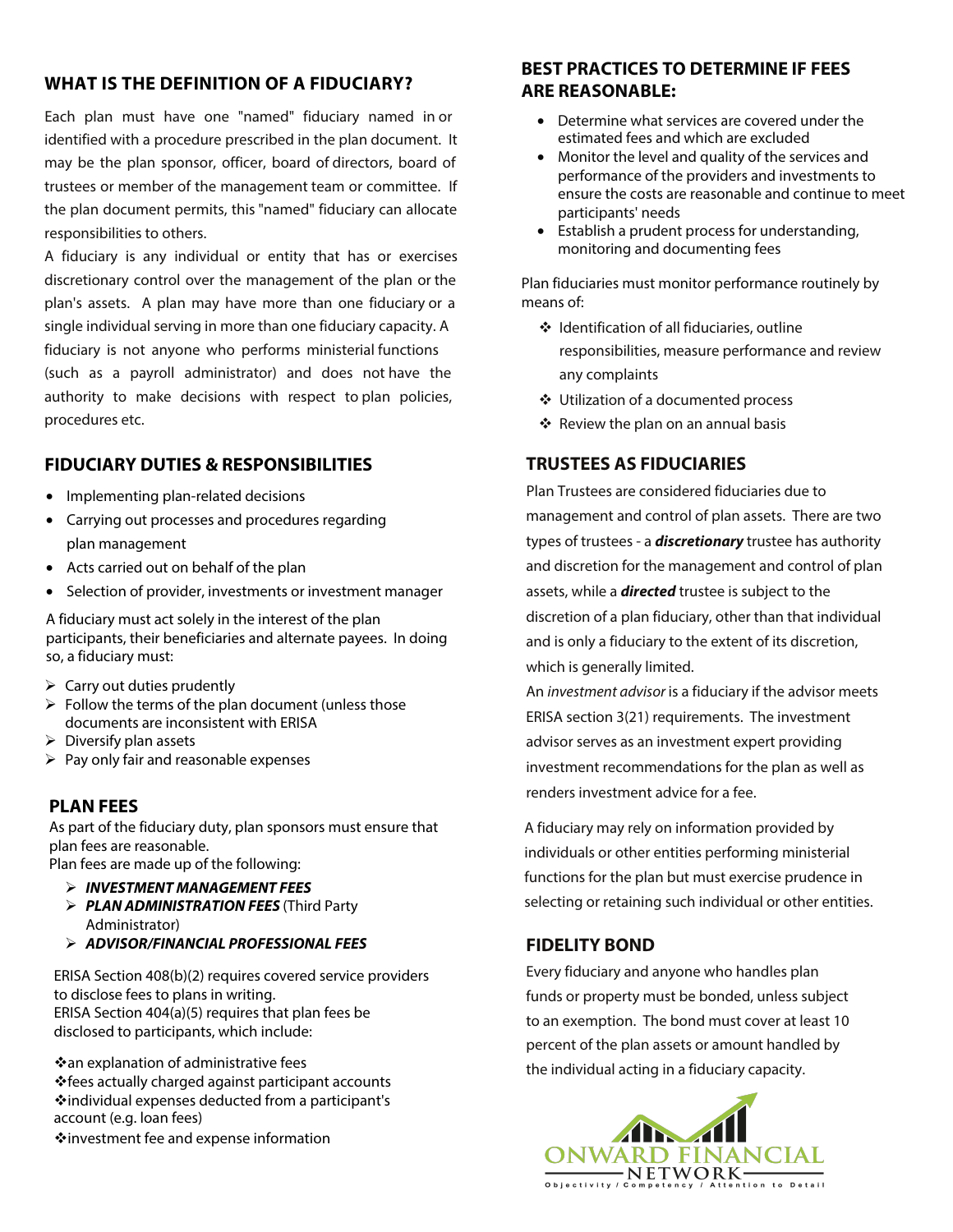## WHAT IS THE DEFINITION OF A FIDUCIARY?

Each plan must have one "named" fiduciary named in or identified with a procedure prescribed in the plan document. It may be the plan sponsor, officer, board of directors, board of trustees or member of the management team or committee. If the plan document permits, this "named" fiduciary can allocate responsibilities to others.

A fiduciary is any individual or entity that has or exercises discretionary control over the management of the plan or the plan's assets. A plan may have more than one fiduciary or a single individual serving in more than one fiduciary capacity. A fiduciary is not anyone who performs ministerial functions (such as a payroll administrator) and does not have the authority to make decisions with respect to plan policies, procedures etc.

## FIDUCIARY DUTIES & RESPONSIBILITIES

- Implementing plan-related decisions
- Carrying out processes and procedures regarding plan management
- Acts carried out on behalf of the plan
- Selection of provider, investments or investment manager

A fiduciary must act solely in the interest of the plan participants, their beneficiaries and alternate payees. In doing so, a fiduciary must:

- Carry out duties prudently
- Follow the terms of the plan document (unless those documents are inconsistent with ERISA
- Diversify plan assets
- Pay only fair and reasonable expenses

## PLAN FEES

As part of the fiduciary duty, plan sponsors must ensure that plan fees are reasonable.
Plan fees are made up of the following:

- ***INVESTMENT MANAGEMENT FEES***
- ***PLAN ADMINISTRATION FEES*** (Third Party Administrator)
- ***ADVISOR/FINANCIAL PROFESSIONAL FEES***

ERISA Section 408(b)(2) requires covered service providers to disclose fees to plans in writing.
ERISA Section 404(a)(5) requires that plan fees be disclosed to participants, which include:

- an explanation of administrative fees
- fees actually charged against participant accounts
- individual expenses deducted from a participant's account (e.g. loan fees)
- investment fee and expense information

## BEST PRACTICES TO DETERMINE IF FEES ARE REASONABLE:

- Determine what services are covered under the estimated fees and which are excluded
- Monitor the level and quality of the services and performance of the providers and investments to ensure the costs are reasonable and continue to meet participants' needs
- Establish a prudent process for understanding, monitoring and documenting fees

Plan fiduciaries must monitor performance routinely by means of:

- Identification of all fiduciaries, outline responsibilities, measure performance and review any complaints
- Utilization of a documented process
- Review the plan on an annual basis

## TRUSTEES AS FIDUCIARIES

Plan Trustees are considered fiduciaries due to management and control of plan assets. There are two types of trustees - a ***discretionary*** trustee has authority and discretion for the management and control of plan assets, while a ***directed*** trustee is subject to the discretion of a plan fiduciary, other than that individual and is only a fiduciary to the extent of its discretion, which is generally limited.

An *investment advisor* is a fiduciary if the advisor meets ERISA section 3(21) requirements. The investment advisor serves as an investment expert providing investment recommendations for the plan as well as renders investment advice for a fee.

A fiduciary may rely on information provided by individuals or other entities performing ministerial functions for the plan but must exercise prudence in selecting or retaining such individual or other entities.

## FIDELITY BOND

Every fiduciary and anyone who handles plan funds or property must be bonded, unless subject to an exemption. The bond must cover at least 10 percent of the plan assets or amount handled by the individual acting in a fiduciary capacity.

ONWARD FINANCIAL NETWORK
Objectivity / Competency / Attention to Detail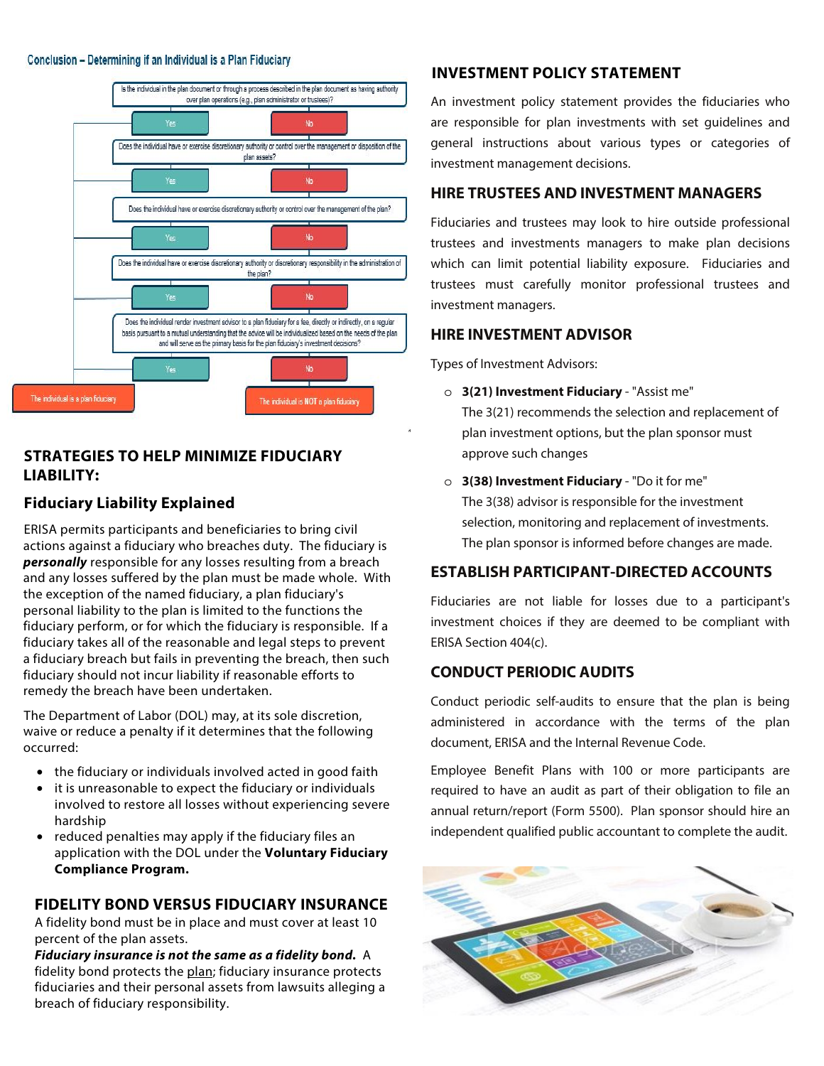Conclusion – Determining if an Individual is a Plan Fiduciary

Is the individual in the plan document or through a process described in the plan document as having authority over plan operations (e.g., plan administrator or trustees)?

Yes

No

Does the individual have or exercise discretionary authority or control over the management or disposition of the plan assets?

Yes

No

Does the individual have or exercise discretionary authority or control over the management of the plan?

Yes

No

Does the individual have or exercise discretionary authority or discretionary responsibility in the administration of the plan?

Yes

No

Does the individual render investment advisor to a plan fiduciary for a fee, directly or indirectly, on a regular basis pursuant to a mutual understanding that the advice will be individualized based on the needs of the plan and will serve as the primary basis for the plan fiduciary's investment decisions?

Yes

No

The individual is a plan fiduciary

The individual is NOT a plan fiduciary

## STRATEGIES TO HELP MINIMIZE FIDUCIARY LIABILITY:

### Fiduciary Liability Explained

ERISA permits participants and beneficiaries to bring civil actions against a fiduciary who breaches duty. The fiduciary is ***personally*** responsible for any losses resulting from a breach and any losses suffered by the plan must be made whole. With the exception of the named fiduciary, a plan fiduciary's personal liability to the plan is limited to the functions the fiduciary perform, or for which the fiduciary is responsible. If a fiduciary takes all of the reasonable and legal steps to prevent a fiduciary breach but fails in preventing the breach, then such fiduciary should not incur liability if reasonable efforts to remedy the breach have been undertaken.

The Department of Labor (DOL) may, at its sole discretion, waive or reduce a penalty if it determines that the following occurred:

- the fiduciary or individuals involved acted in good faith
- it is unreasonable to expect the fiduciary or individuals involved to restore all losses without experiencing severe hardship
- reduced penalties may apply if the fiduciary files an application with the DOL under the **Voluntary Fiduciary Compliance Program.**

### FIDELITY BOND VERSUS FIDUCIARY INSURANCE

A fidelity bond must be in place and must cover at least 10 percent of the plan assets.

***Fiduciary insurance is not the same as a fidelity bond.*** A fidelity bond protects the plan; fiduciary insurance protects fiduciaries and their personal assets from lawsuits alleging a breach of fiduciary responsibility.

### INVESTMENT POLICY STATEMENT

An investment policy statement provides the fiduciaries who are responsible for plan investments with set guidelines and general instructions about various types or categories of investment management decisions.

### HIRE TRUSTEES AND INVESTMENT MANAGERS

Fiduciaries and trustees may look to hire outside professional trustees and investments managers to make plan decisions which can limit potential liability exposure. Fiduciaries and trustees must carefully monitor professional trustees and investment managers.

### HIRE INVESTMENT ADVISOR

Types of Investment Advisors:

- **3(21) Investment Fiduciary** - "Assist me"
  The 3(21) recommends the selection and replacement of plan investment options, but the plan sponsor must approve such changes
- **3(38) Investment Fiduciary** - "Do it for me"
  The 3(38) advisor is responsible for the investment selection, monitoring and replacement of investments. The plan sponsor is informed before changes are made.

### ESTABLISH PARTICIPANT-DIRECTED ACCOUNTS

Fiduciaries are not liable for losses due to a participant's investment choices if they are deemed to be compliant with ERISA Section 404(c).

### CONDUCT PERIODIC AUDITS

Conduct periodic self-audits to ensure that the plan is being administered in accordance with the terms of the plan document, ERISA and the Internal Revenue Code.

Employee Benefit Plans with 100 or more participants are required to have an audit as part of their obligation to file an annual return/report (Form 5500). Plan sponsor should hire an independent qualified public accountant to complete the audit.